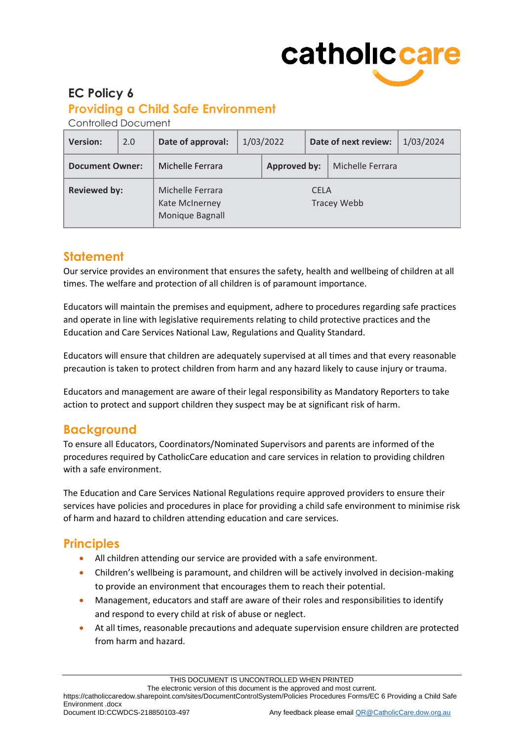# EC Policy 6

## Providing a Child Safe Environment

Controlled Document

| Version: | 2.0 | Date of approval: | 1/03/2022 | Date of next review: | 1/03/2024 |
|---|---|---|---|---|---|
| **Document Owner:** | Michelle Ferrara | | **Approved by:** | Michelle Ferrara | |
| **Reviewed by:** | Michelle Ferrara<br>Kate McInerney<br>Monique Bagnall | | CELA<br>Tracey Webb | | |

## Statement

Our service provides an environment that ensures the safety, health and wellbeing of children at all times. The welfare and protection of all children is of paramount importance.

Educators will maintain the premises and equipment, adhere to procedures regarding safe practices and operate in line with legislative requirements relating to child protective practices and the Education and Care Services National Law, Regulations and Quality Standard.

Educators will ensure that children are adequately supervised at all times and that every reasonable precaution is taken to protect children from harm and any hazard likely to cause injury or trauma.

Educators and management are aware of their legal responsibility as Mandatory Reporters to take action to protect and support children they suspect may be at significant risk of harm.

## Background

To ensure all Educators, Coordinators/Nominated Supervisors and parents are informed of the procedures required by CatholicCare education and care services in relation to providing children with a safe environment.

The Education and Care Services National Regulations require approved providers to ensure their services have policies and procedures in place for providing a child safe environment to minimise risk of harm and hazard to children attending education and care services.

## Principles

- All children attending our service are provided with a safe environment.
- Children's wellbeing is paramount, and children will be actively involved in decision-making to provide an environment that encourages them to reach their potential.
- Management, educators and staff are aware of their roles and responsibilities to identify and respond to every child at risk of abuse or neglect.
- At all times, reasonable precautions and adequate supervision ensure children are protected from harm and hazard.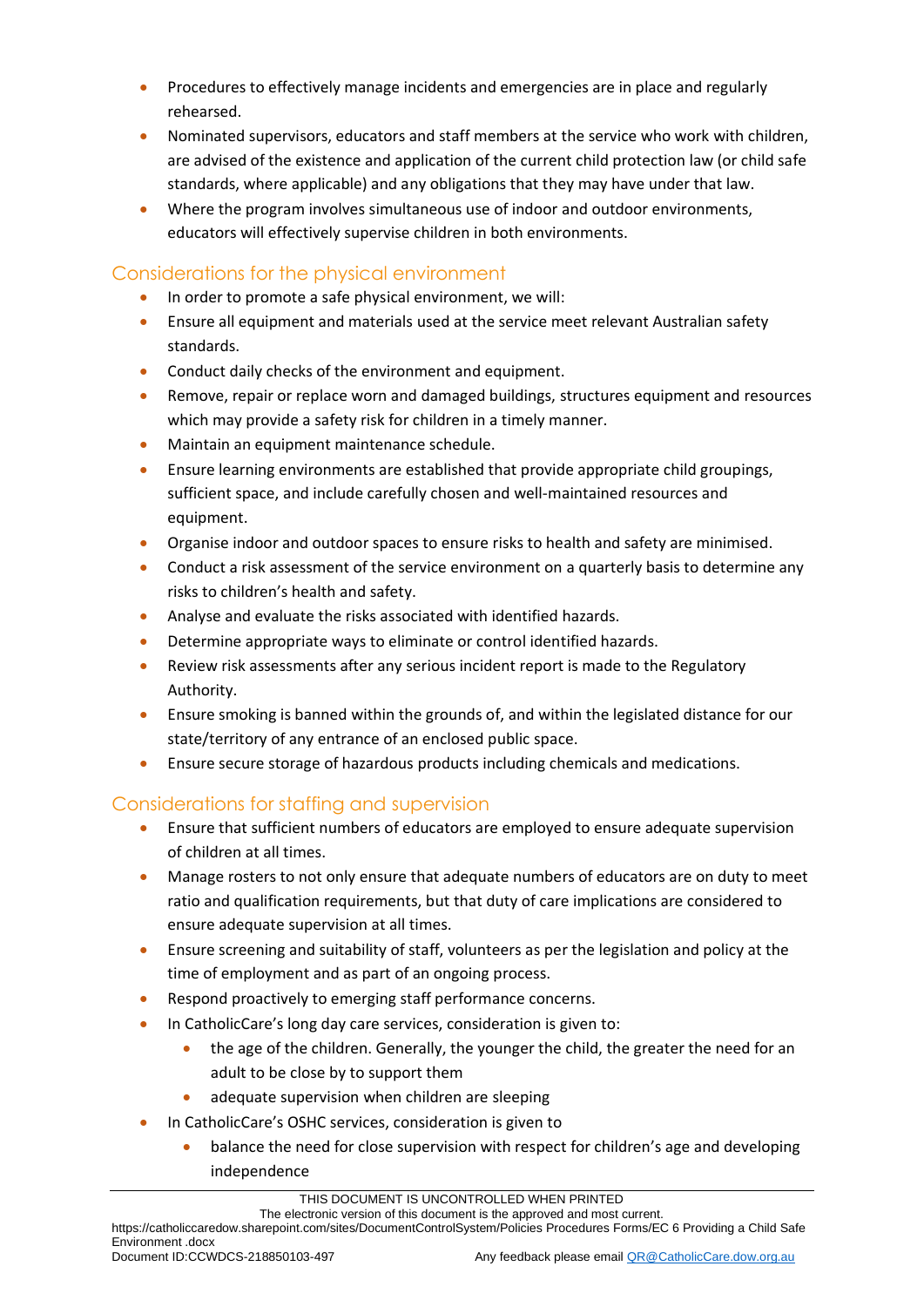- Procedures to effectively manage incidents and emergencies are in place and regularly rehearsed.
- Nominated supervisors, educators and staff members at the service who work with children, are advised of the existence and application of the current child protection law (or child safe standards, where applicable) and any obligations that they may have under that law.
- Where the program involves simultaneous use of indoor and outdoor environments, educators will effectively supervise children in both environments.

## Considerations for the physical environment

- In order to promote a safe physical environment, we will:
- Ensure all equipment and materials used at the service meet relevant Australian safety standards.
- Conduct daily checks of the environment and equipment.
- Remove, repair or replace worn and damaged buildings, structures equipment and resources which may provide a safety risk for children in a timely manner.
- Maintain an equipment maintenance schedule.
- Ensure learning environments are established that provide appropriate child groupings, sufficient space, and include carefully chosen and well-maintained resources and equipment.
- Organise indoor and outdoor spaces to ensure risks to health and safety are minimised.
- Conduct a risk assessment of the service environment on a quarterly basis to determine any risks to children's health and safety.
- Analyse and evaluate the risks associated with identified hazards.
- Determine appropriate ways to eliminate or control identified hazards.
- Review risk assessments after any serious incident report is made to the Regulatory Authority.
- Ensure smoking is banned within the grounds of, and within the legislated distance for our state/territory of any entrance of an enclosed public space.
- Ensure secure storage of hazardous products including chemicals and medications.

## Considerations for staffing and supervision

- Ensure that sufficient numbers of educators are employed to ensure adequate supervision of children at all times.
- Manage rosters to not only ensure that adequate numbers of educators are on duty to meet ratio and qualification requirements, but that duty of care implications are considered to ensure adequate supervision at all times.
- Ensure screening and suitability of staff, volunteers as per the legislation and policy at the time of employment and as part of an ongoing process.
- Respond proactively to emerging staff performance concerns.
- In CatholicCare's long day care services, consideration is given to:
    - the age of the children. Generally, the younger the child, the greater the need for an adult to be close by to support them
    - adequate supervision when children are sleeping
- In CatholicCare's OSHC services, consideration is given to
    - balance the need for close supervision with respect for children's age and developing independence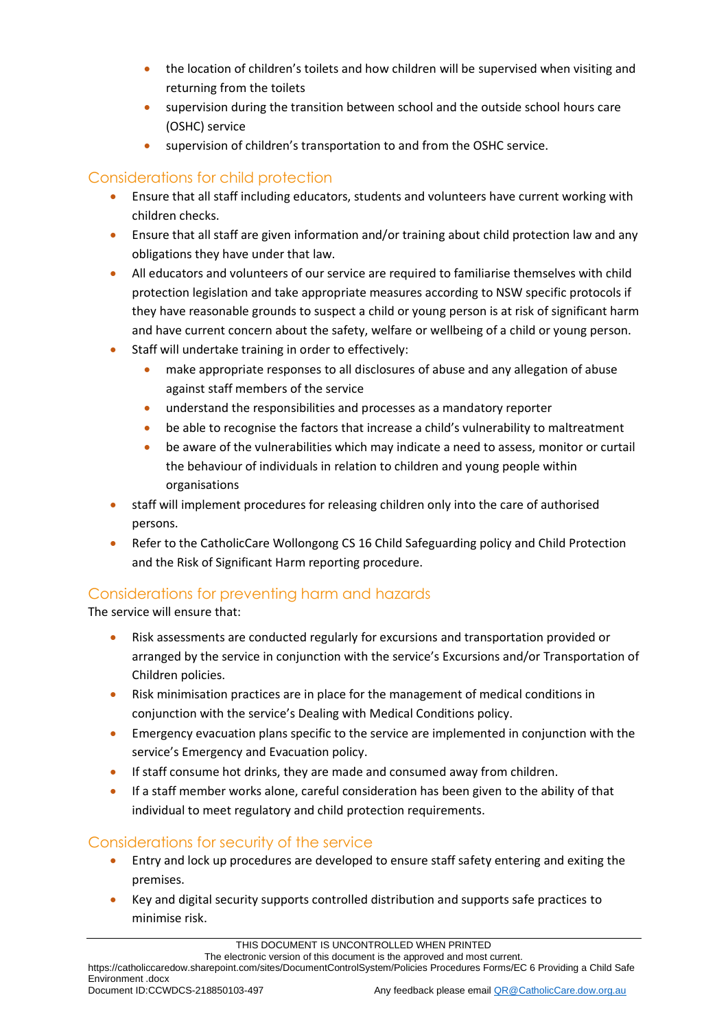- the location of children's toilets and how children will be supervised when visiting and returning from the toilets
- supervision during the transition between school and the outside school hours care (OSHC) service
- supervision of children's transportation to and from the OSHC service.

## Considerations for child protection

- Ensure that all staff including educators, students and volunteers have current working with children checks.
- Ensure that all staff are given information and/or training about child protection law and any obligations they have under that law.
- All educators and volunteers of our service are required to familiarise themselves with child protection legislation and take appropriate measures according to NSW specific protocols if they have reasonable grounds to suspect a child or young person is at risk of significant harm and have current concern about the safety, welfare or wellbeing of a child or young person.
- Staff will undertake training in order to effectively:
  - make appropriate responses to all disclosures of abuse and any allegation of abuse against staff members of the service
  - understand the responsibilities and processes as a mandatory reporter
  - be able to recognise the factors that increase a child's vulnerability to maltreatment
  - be aware of the vulnerabilities which may indicate a need to assess, monitor or curtail the behaviour of individuals in relation to children and young people within organisations
- staff will implement procedures for releasing children only into the care of authorised persons.
- Refer to the CatholicCare Wollongong CS 16 Child Safeguarding policy and Child Protection and the Risk of Significant Harm reporting procedure.

## Considerations for preventing harm and hazards

The service will ensure that:

- Risk assessments are conducted regularly for excursions and transportation provided or arranged by the service in conjunction with the service's Excursions and/or Transportation of Children policies.
- Risk minimisation practices are in place for the management of medical conditions in conjunction with the service's Dealing with Medical Conditions policy.
- Emergency evacuation plans specific to the service are implemented in conjunction with the service's Emergency and Evacuation policy.
- If staff consume hot drinks, they are made and consumed away from children.
- If a staff member works alone, careful consideration has been given to the ability of that individual to meet regulatory and child protection requirements.

## Considerations for security of the service

- Entry and lock up procedures are developed to ensure staff safety entering and exiting the premises.
- Key and digital security supports controlled distribution and supports safe practices to minimise risk.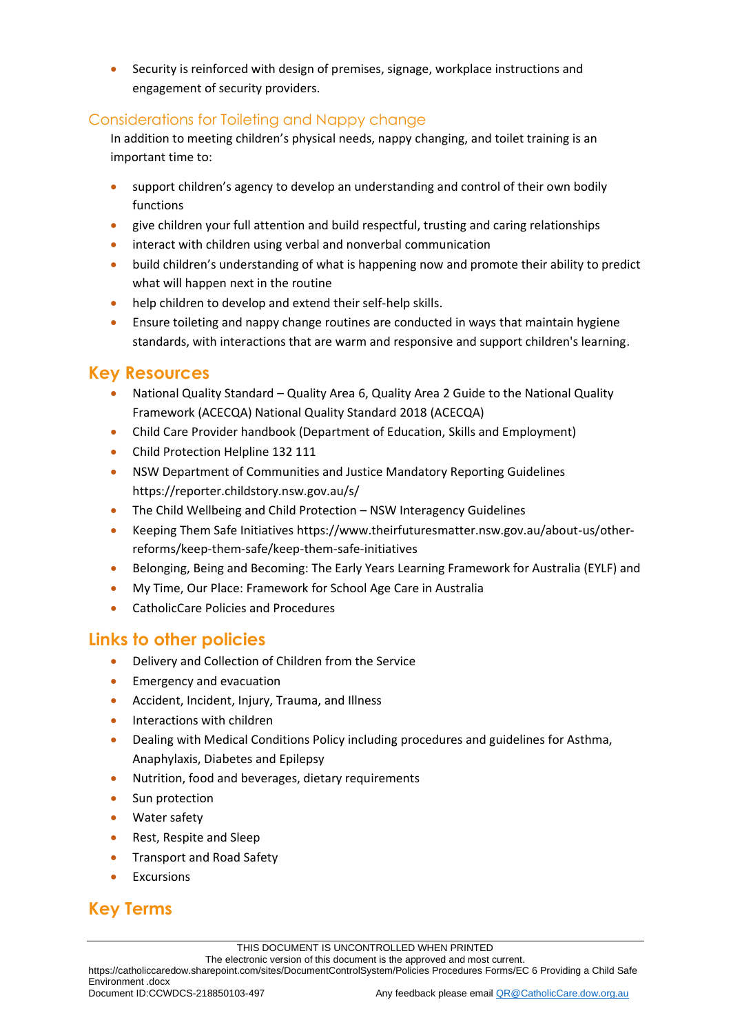- Security is reinforced with design of premises, signage, workplace instructions and engagement of security providers.

### Considerations for Toileting and Nappy change

In addition to meeting children's physical needs, nappy changing, and toilet training is an important time to:

- support children's agency to develop an understanding and control of their own bodily functions
- give children your full attention and build respectful, trusting and caring relationships
- interact with children using verbal and nonverbal communication
- build children's understanding of what is happening now and promote their ability to predict what will happen next in the routine
- help children to develop and extend their self-help skills.
- Ensure toileting and nappy change routines are conducted in ways that maintain hygiene standards, with interactions that are warm and responsive and support children's learning.

## Key Resources

- National Quality Standard – Quality Area 6, Quality Area 2 Guide to the National Quality Framework (ACECQA) National Quality Standard 2018 (ACECQA)
- Child Care Provider handbook (Department of Education, Skills and Employment)
- Child Protection Helpline 132 111
- NSW Department of Communities and Justice Mandatory Reporting Guidelines https://reporter.childstory.nsw.gov.au/s/
- The Child Wellbeing and Child Protection – NSW Interagency Guidelines
- Keeping Them Safe Initiatives https://www.theirfuturesmatter.nsw.gov.au/about-us/other-reforms/keep-them-safe/keep-them-safe-initiatives
- Belonging, Being and Becoming: The Early Years Learning Framework for Australia (EYLF) and
- My Time, Our Place: Framework for School Age Care in Australia
- CatholicCare Policies and Procedures

## Links to other policies

- Delivery and Collection of Children from the Service
- Emergency and evacuation
- Accident, Incident, Injury, Trauma, and Illness
- Interactions with children
- Dealing with Medical Conditions Policy including procedures and guidelines for Asthma, Anaphylaxis, Diabetes and Epilepsy
- Nutrition, food and beverages, dietary requirements
- Sun protection
- Water safety
- Rest, Respite and Sleep
- Transport and Road Safety
- Excursions

## Key Terms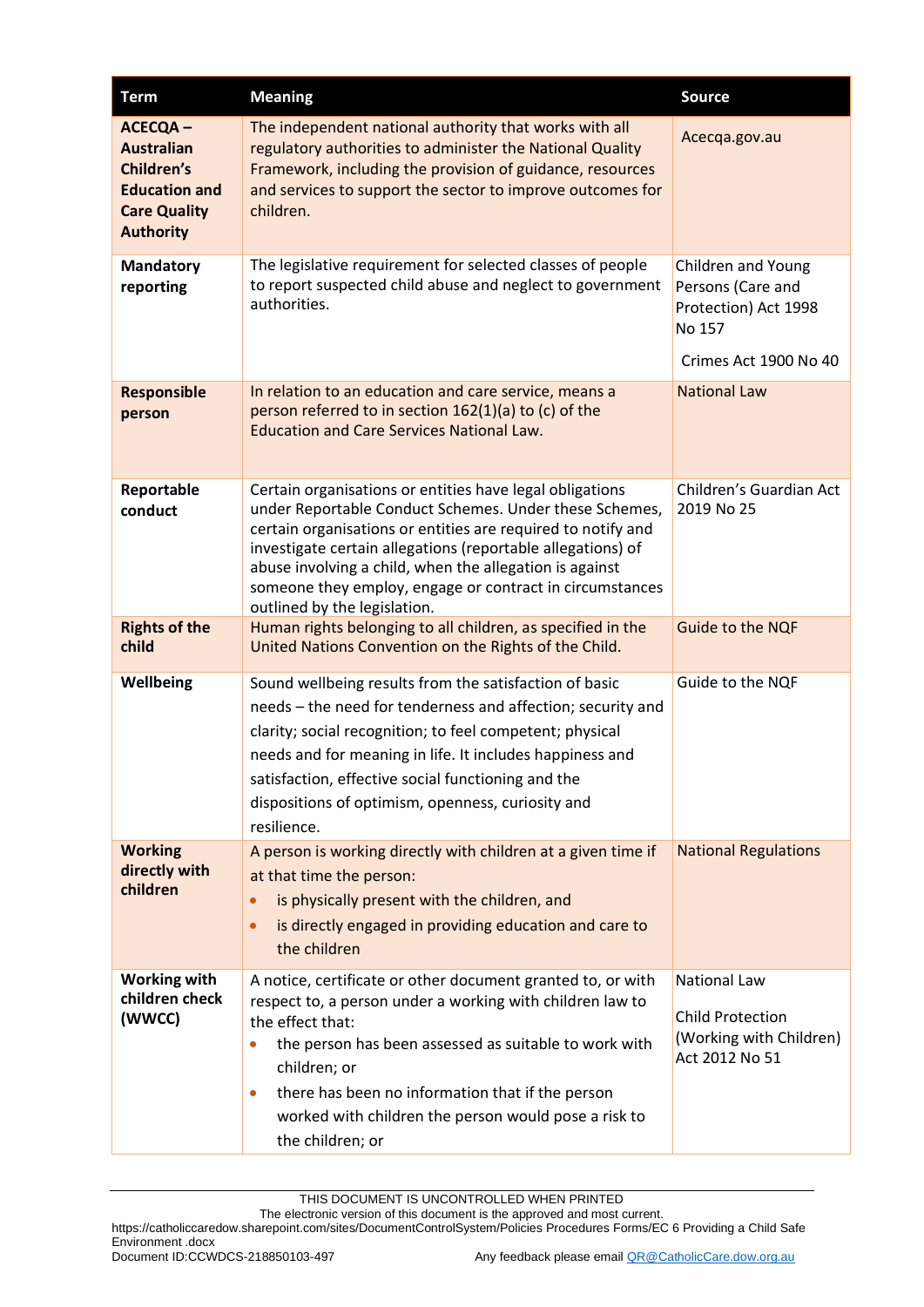| Term | Meaning | Source |
|---|---|---|
| **ACECQA – Australian Children's Education and Care Quality Authority** | The independent national authority that works with all regulatory authorities to administer the National Quality Framework, including the provision of guidance, resources and services to support the sector to improve outcomes for children. | Acecqa.gov.au |
| **Mandatory reporting** | The legislative requirement for selected classes of people to report suspected child abuse and neglect to government authorities. | Children and Young Persons (Care and Protection) Act 1998 No 157<br><br>Crimes Act 1900 No 40 |
| **Responsible person** | In relation to an education and care service, means a person referred to in section 162(1)(a) to (c) of the Education and Care Services National Law. | National Law |
| **Reportable conduct** | Certain organisations or entities have legal obligations under Reportable Conduct Schemes. Under these Schemes, certain organisations or entities are required to notify and investigate certain allegations (reportable allegations) of abuse involving a child, when the allegation is against someone they employ, engage or contract in circumstances outlined by the legislation. | Children's Guardian Act 2019 No 25 |
| **Rights of the child** | Human rights belonging to all children, as specified in the United Nations Convention on the Rights of the Child. | Guide to the NQF |
| **Wellbeing** | Sound wellbeing results from the satisfaction of basic needs – the need for tenderness and affection; security and clarity; social recognition; to feel competent; physical needs and for meaning in life. It includes happiness and satisfaction, effective social functioning and the dispositions of optimism, openness, curiosity and resilience. | Guide to the NQF |
| **Working directly with children** | A person is working directly with children at a given time if at that time the person:<br>• is physically present with the children, and<br>• is directly engaged in providing education and care to the children | National Regulations |
| **Working with children check (WWCC)** | A notice, certificate or other document granted to, or with respect to, a person under a working with children law to the effect that:<br>• the person has been assessed as suitable to work with children; or<br>• there has been no information that if the person worked with children the person would pose a risk to the children; or | National Law<br><br>Child Protection (Working with Children) Act 2012 No 51 |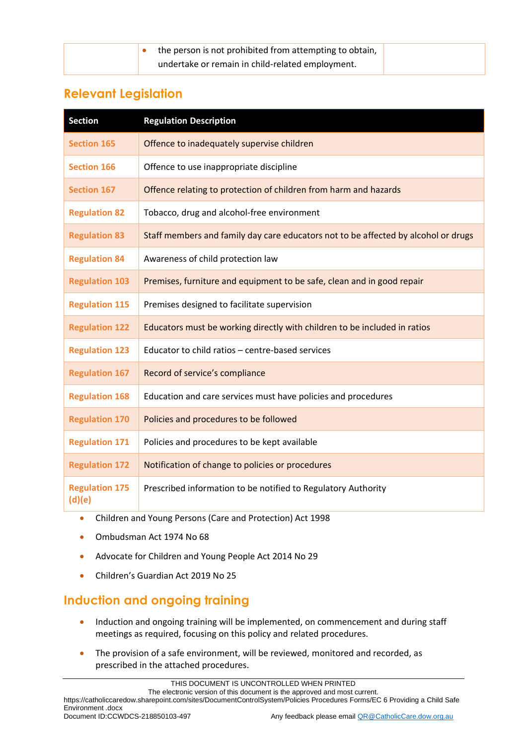|  | • the person is not prohibited from attempting to obtain, undertake or remain in child-related employment. |  |
|---|---|---|

## Relevant Legislation

| Section | Regulation Description |
|---|---|
| Section 165 | Offence to inadequately supervise children |
| Section 166 | Offence to use inappropriate discipline |
| Section 167 | Offence relating to protection of children from harm and hazards |
| Regulation 82 | Tobacco, drug and alcohol-free environment |
| Regulation 83 | Staff members and family day care educators not to be affected by alcohol or drugs |
| Regulation 84 | Awareness of child protection law |
| Regulation 103 | Premises, furniture and equipment to be safe, clean and in good repair |
| Regulation 115 | Premises designed to facilitate supervision |
| Regulation 122 | Educators must be working directly with children to be included in ratios |
| Regulation 123 | Educator to child ratios – centre-based services |
| Regulation 167 | Record of service's compliance |
| Regulation 168 | Education and care services must have policies and procedures |
| Regulation 170 | Policies and procedures to be followed |
| Regulation 171 | Policies and procedures to be kept available |
| Regulation 172 | Notification of change to policies or procedures |
| Regulation 175 (d)(e) | Prescribed information to be notified to Regulatory Authority |

- Children and Young Persons (Care and Protection) Act 1998
- Ombudsman Act 1974 No 68
- Advocate for Children and Young People Act 2014 No 29
- Children's Guardian Act 2019 No 25

## Induction and ongoing training

- Induction and ongoing training will be implemented, on commencement and during staff meetings as required, focusing on this policy and related procedures.
- The provision of a safe environment, will be reviewed, monitored and recorded, as prescribed in the attached procedures.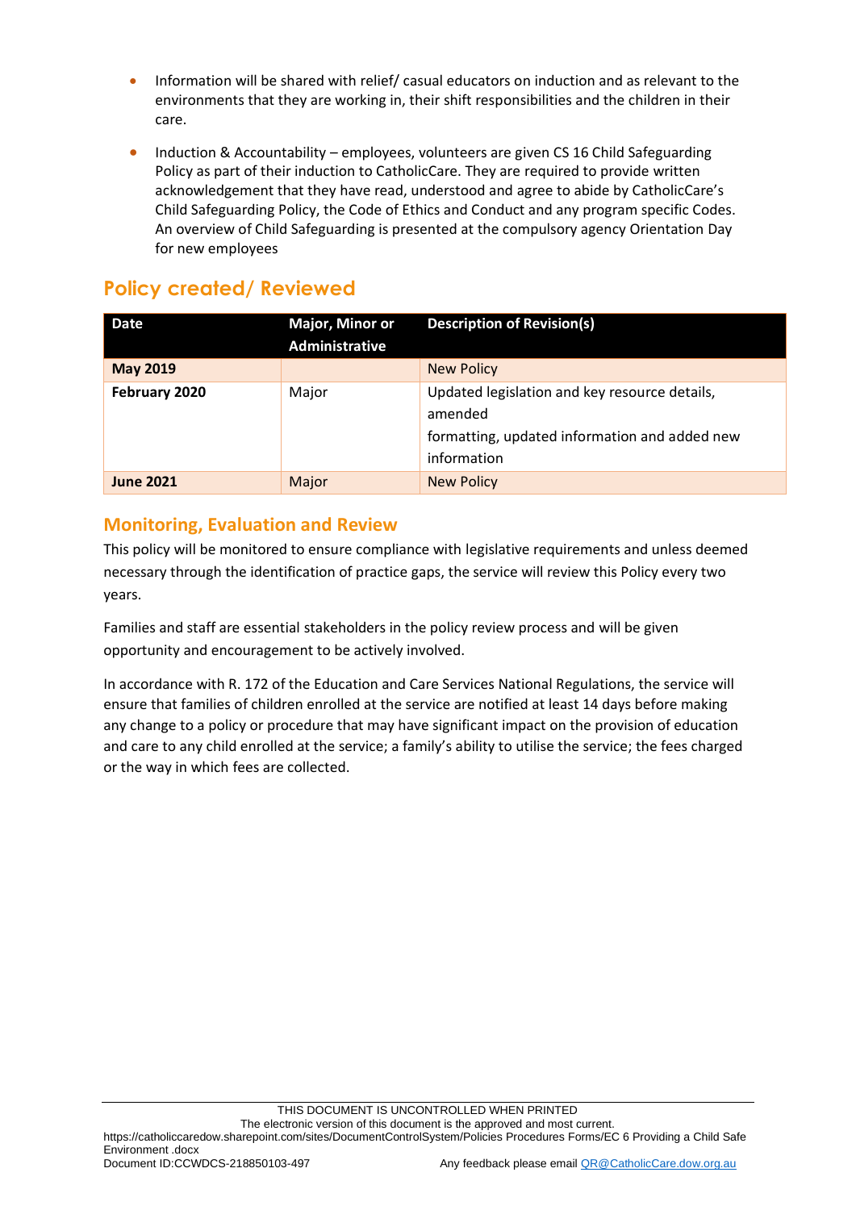- Information will be shared with relief/ casual educators on induction and as relevant to the environments that they are working in, their shift responsibilities and the children in their care.
- Induction & Accountability – employees, volunteers are given CS 16 Child Safeguarding Policy as part of their induction to CatholicCare. They are required to provide written acknowledgement that they have read, understood and agree to abide by CatholicCare's Child Safeguarding Policy, the Code of Ethics and Conduct and any program specific Codes. An overview of Child Safeguarding is presented at the compulsory agency Orientation Day for new employees

## Policy created/ Reviewed

| Date | Major, Minor or Administrative | Description of Revision(s) |
|---|---|---|
| **May 2019** | | New Policy |
| **February 2020** | Major | Updated legislation and key resource details, amended formatting, updated information and added new information |
| **June 2021** | Major | New Policy |

## Monitoring, Evaluation and Review

This policy will be monitored to ensure compliance with legislative requirements and unless deemed necessary through the identification of practice gaps, the service will review this Policy every two years.

Families and staff are essential stakeholders in the policy review process and will be given opportunity and encouragement to be actively involved.

In accordance with R. 172 of the Education and Care Services National Regulations, the service will ensure that families of children enrolled at the service are notified at least 14 days before making any change to a policy or procedure that may have significant impact on the provision of education and care to any child enrolled at the service; a family's ability to utilise the service; the fees charged or the way in which fees are collected.